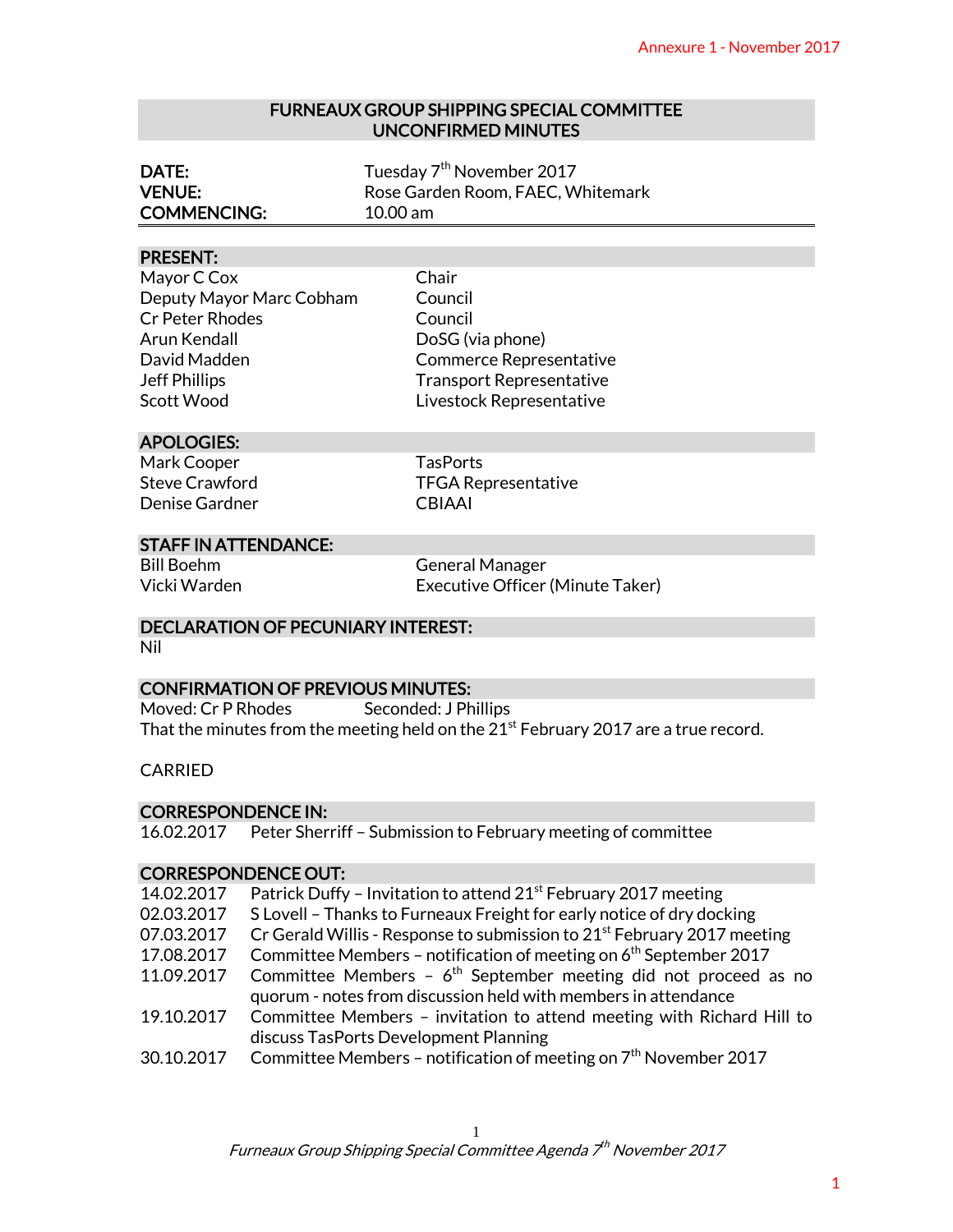Annexure 1 - November 2017

# FURNEAUX GROUP SHIPPING SPECIAL COMMITTEE UNCONFIRMED MINUTES

| | |
|---|---|
| **DATE:** | Tuesday 7th November 2017 |
| **VENUE:** | Rose Garden Room, FAEC, Whitemark |
| **COMMENCING:** | 10.00 am |

## PRESENT:

| | |
|---|---|
| Mayor C Cox | Chair |
| Deputy Mayor Marc Cobham | Council |
| Cr Peter Rhodes | Council |
| Arun Kendall | DoSG (via phone) |
| David Madden | Commerce Representative |
| Jeff Phillips | Transport Representative |
| Scott Wood | Livestock Representative |

## APOLOGIES:

| | |
|---|---|
| Mark Cooper | TasPorts |
| Steve Crawford | TFGA Representative |
| Denise Gardner | CBIAAI |

## STAFF IN ATTENDANCE:

| | |
|---|---|
| Bill Boehm | General Manager |
| Vicki Warden | Executive Officer (Minute Taker) |

## DECLARATION OF PECUNIARY INTEREST:

Nil

## CONFIRMATION OF PREVIOUS MINUTES:

Moved: Cr P Rhodes Seconded: J Phillips

That the minutes from the meeting held on the 21st February 2017 are a true record.

CARRIED

## CORRESPONDENCE IN:

16.02.2017 Peter Sherriff – Submission to February meeting of committee

## CORRESPONDENCE OUT:

| | |
|---|---|
| 14.02.2017 | Patrick Duffy – Invitation to attend 21st February 2017 meeting |
| 02.03.2017 | S Lovell – Thanks to Furneaux Freight for early notice of dry docking |
| 07.03.2017 | Cr Gerald Willis - Response to submission to 21st February 2017 meeting |
| 17.08.2017 | Committee Members – notification of meeting on 6th September 2017 |
| 11.09.2017 | Committee Members – 6th September meeting did not proceed as no quorum - notes from discussion held with members in attendance |
| 19.10.2017 | Committee Members – invitation to attend meeting with Richard Hill to discuss TasPorts Development Planning |
| 30.10.2017 | Committee Members – notification of meeting on 7th November 2017 |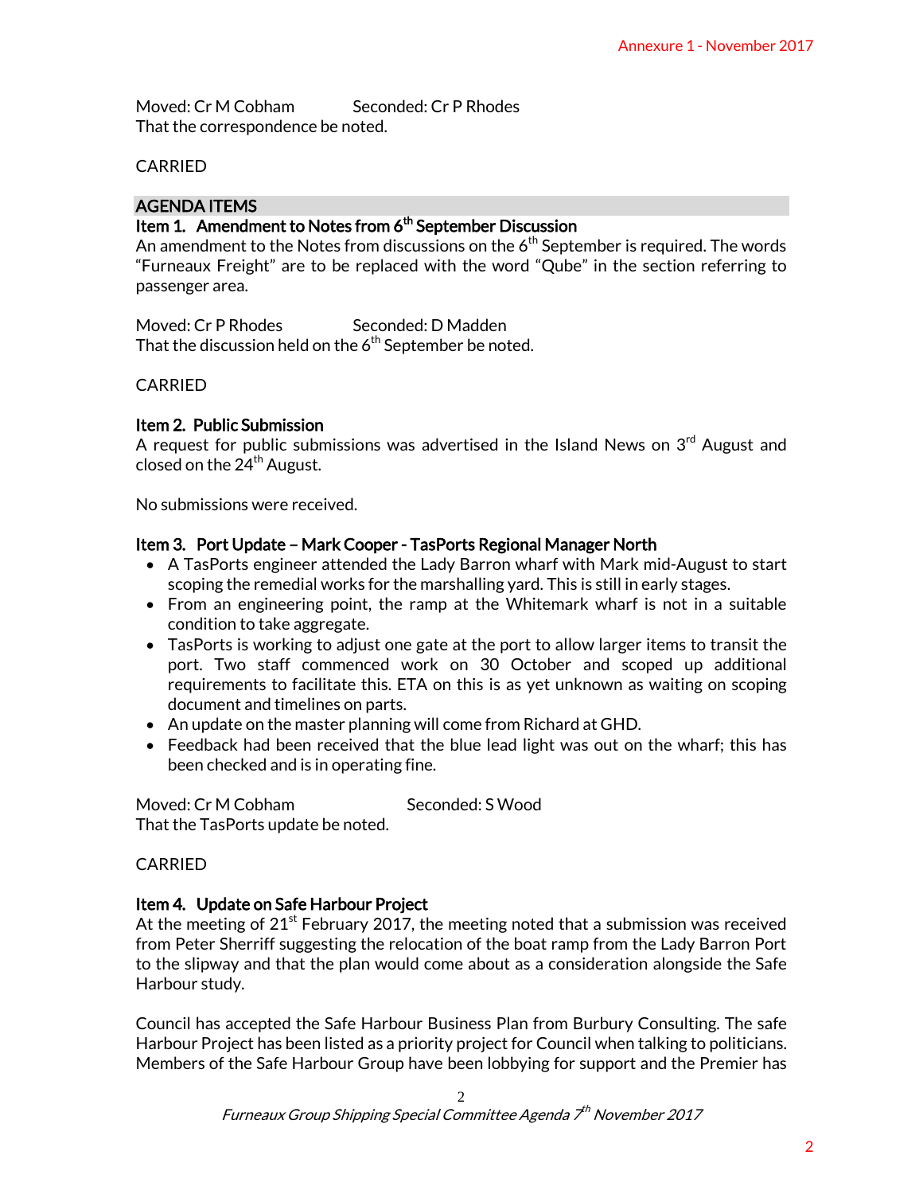Moved: Cr M Cobham Seconded: Cr P Rhodes
That the correspondence be noted.

CARRIED

## AGENDA ITEMS

### Item 1. Amendment to Notes from 6th September Discussion

An amendment to the Notes from discussions on the 6th September is required. The words "Furneaux Freight" are to be replaced with the word "Qube" in the section referring to passenger area.

Moved: Cr P Rhodes Seconded: D Madden
That the discussion held on the 6th September be noted.

CARRIED

### Item 2. Public Submission

A request for public submissions was advertised in the Island News on 3rd August and closed on the 24th August.

No submissions were received.

### Item 3. Port Update – Mark Cooper - TasPorts Regional Manager North

- A TasPorts engineer attended the Lady Barron wharf with Mark mid-August to start scoping the remedial works for the marshalling yard. This is still in early stages.
- From an engineering point, the ramp at the Whitemark wharf is not in a suitable condition to take aggregate.
- TasPorts is working to adjust one gate at the port to allow larger items to transit the port. Two staff commenced work on 30 October and scoped up additional requirements to facilitate this. ETA on this is as yet unknown as waiting on scoping document and timelines on parts.
- An update on the master planning will come from Richard at GHD.
- Feedback had been received that the blue lead light was out on the wharf; this has been checked and is in operating fine.

Moved: Cr M Cobham Seconded: S Wood
That the TasPorts update be noted.

CARRIED

### Item 4. Update on Safe Harbour Project

At the meeting of 21st February 2017, the meeting noted that a submission was received from Peter Sherriff suggesting the relocation of the boat ramp from the Lady Barron Port to the slipway and that the plan would come about as a consideration alongside the Safe Harbour study.

Council has accepted the Safe Harbour Business Plan from Burbury Consulting. The safe Harbour Project has been listed as a priority project for Council when talking to politicians. Members of the Safe Harbour Group have been lobbying for support and the Premier has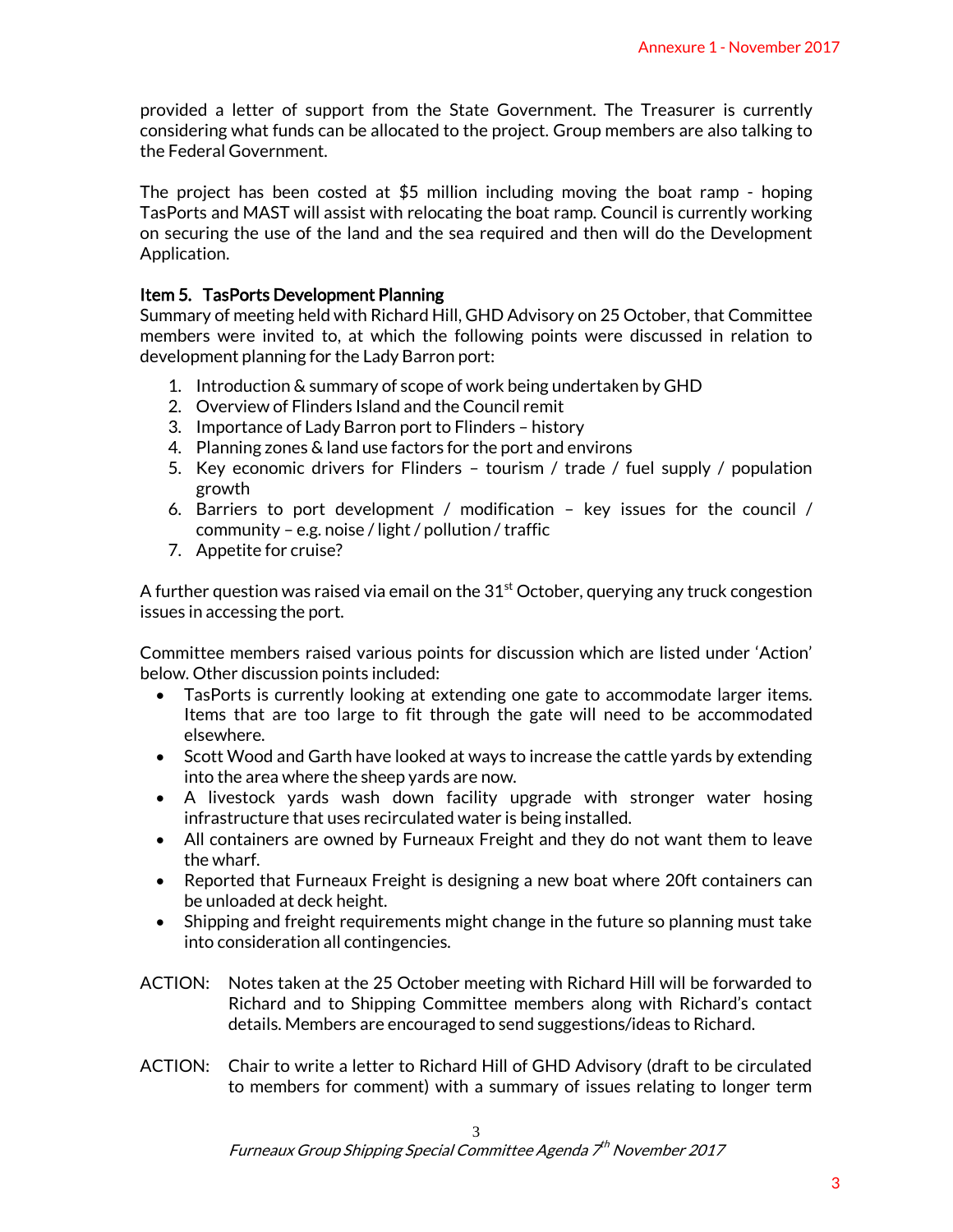provided a letter of support from the State Government. The Treasurer is currently considering what funds can be allocated to the project. Group members are also talking to the Federal Government.

The project has been costed at $5 million including moving the boat ramp - hoping TasPorts and MAST will assist with relocating the boat ramp. Council is currently working on securing the use of the land and the sea required and then will do the Development Application.

### Item 5. TasPorts Development Planning

Summary of meeting held with Richard Hill, GHD Advisory on 25 October, that Committee members were invited to, at which the following points were discussed in relation to development planning for the Lady Barron port:

1. Introduction & summary of scope of work being undertaken by GHD
2. Overview of Flinders Island and the Council remit
3. Importance of Lady Barron port to Flinders – history
4. Planning zones & land use factors for the port and environs
5. Key economic drivers for Flinders – tourism / trade / fuel supply / population growth
6. Barriers to port development / modification – key issues for the council / community – e.g. noise / light / pollution / traffic
7. Appetite for cruise?

A further question was raised via email on the 31st October, querying any truck congestion issues in accessing the port.

Committee members raised various points for discussion which are listed under 'Action' below. Other discussion points included:

- TasPorts is currently looking at extending one gate to accommodate larger items. Items that are too large to fit through the gate will need to be accommodated elsewhere.
- Scott Wood and Garth have looked at ways to increase the cattle yards by extending into the area where the sheep yards are now.
- A livestock yards wash down facility upgrade with stronger water hosing infrastructure that uses recirculated water is being installed.
- All containers are owned by Furneaux Freight and they do not want them to leave the wharf.
- Reported that Furneaux Freight is designing a new boat where 20ft containers can be unloaded at deck height.
- Shipping and freight requirements might change in the future so planning must take into consideration all contingencies.

ACTION: Notes taken at the 25 October meeting with Richard Hill will be forwarded to Richard and to Shipping Committee members along with Richard's contact details. Members are encouraged to send suggestions/ideas to Richard.

ACTION: Chair to write a letter to Richard Hill of GHD Advisory (draft to be circulated to members for comment) with a summary of issues relating to longer term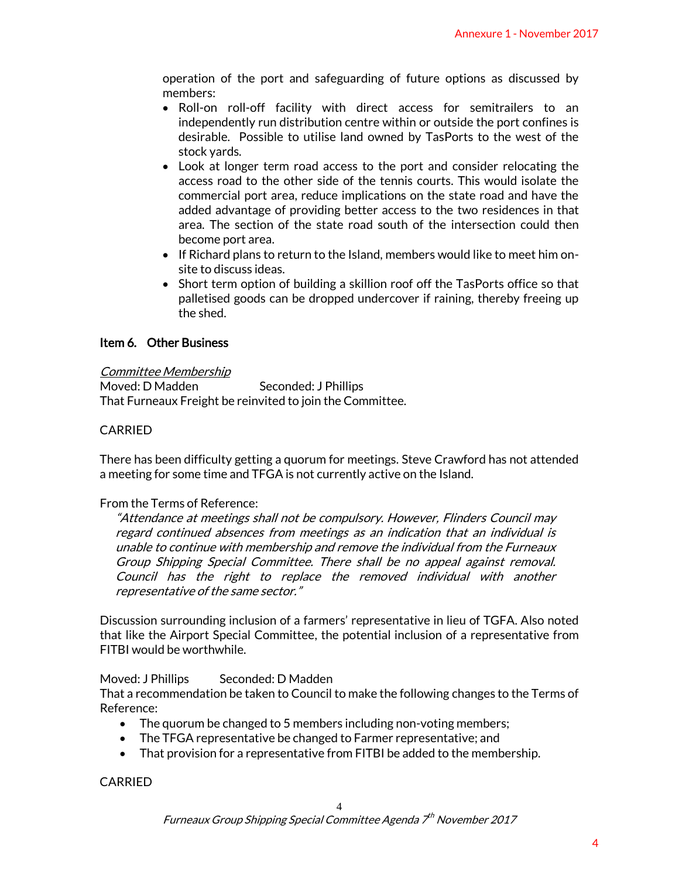operation of the port and safeguarding of future options as discussed by members:

- Roll-on roll-off facility with direct access for semitrailers to an independently run distribution centre within or outside the port confines is desirable. Possible to utilise land owned by TasPorts to the west of the stock yards.
- Look at longer term road access to the port and consider relocating the access road to the other side of the tennis courts. This would isolate the commercial port area, reduce implications on the state road and have the added advantage of providing better access to the two residences in that area. The section of the state road south of the intersection could then become port area.
- If Richard plans to return to the Island, members would like to meet him on-site to discuss ideas.
- Short term option of building a skillion roof off the TasPorts office so that palletised goods can be dropped undercover if raining, thereby freeing up the shed.

## Item 6. Other Business

*Committee Membership*

Moved: D Madden Seconded: J Phillips

That Furneaux Freight be reinvited to join the Committee.

CARRIED

There has been difficulty getting a quorum for meetings. Steve Crawford has not attended a meeting for some time and TFGA is not currently active on the Island.

From the Terms of Reference:

> *"Attendance at meetings shall not be compulsory. However, Flinders Council may regard continued absences from meetings as an indication that an individual is unable to continue with membership and remove the individual from the Furneaux Group Shipping Special Committee. There shall be no appeal against removal. Council has the right to replace the removed individual with another representative of the same sector."*

Discussion surrounding inclusion of a farmers' representative in lieu of TGFA. Also noted that like the Airport Special Committee, the potential inclusion of a representative from FITBI would be worthwhile.

Moved: J Phillips Seconded: D Madden

That a recommendation be taken to Council to make the following changes to the Terms of Reference:

- The quorum be changed to 5 members including non-voting members;
- The TFGA representative be changed to Farmer representative; and
- That provision for a representative from FITBI be added to the membership.

CARRIED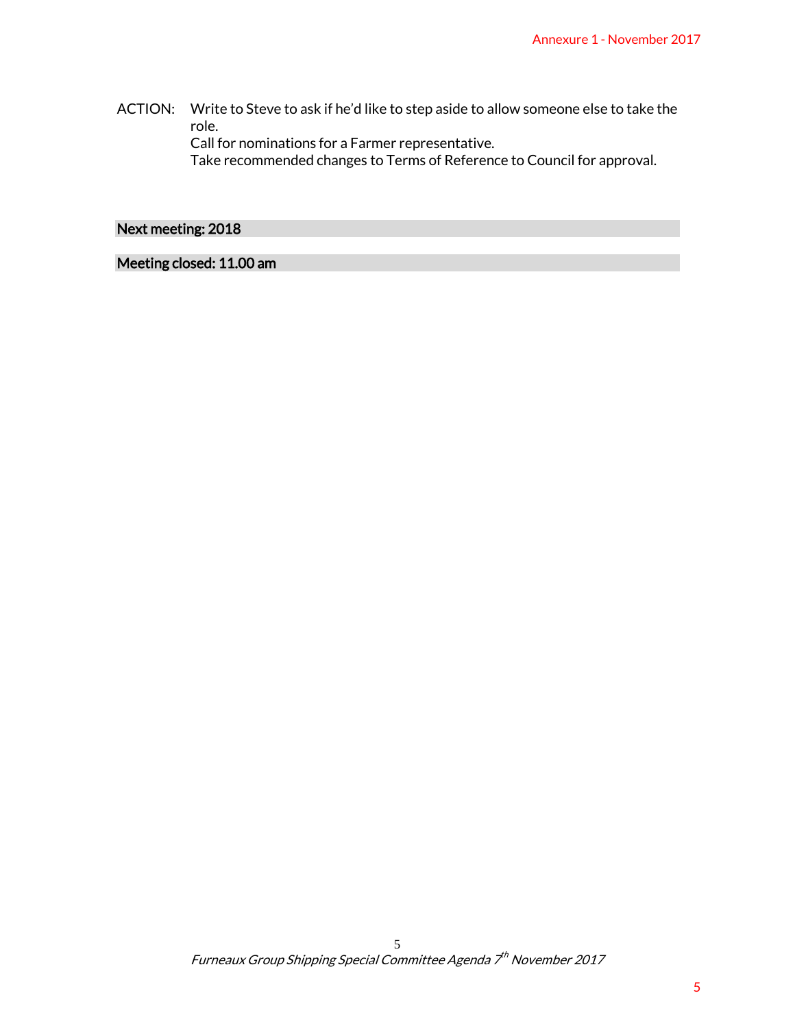ACTION: Write to Steve to ask if he'd like to step aside to allow someone else to take the role.
Call for nominations for a Farmer representative.
Take recommended changes to Terms of Reference to Council for approval.

**Next meeting: 2018**

**Meeting closed: 11.00 am**